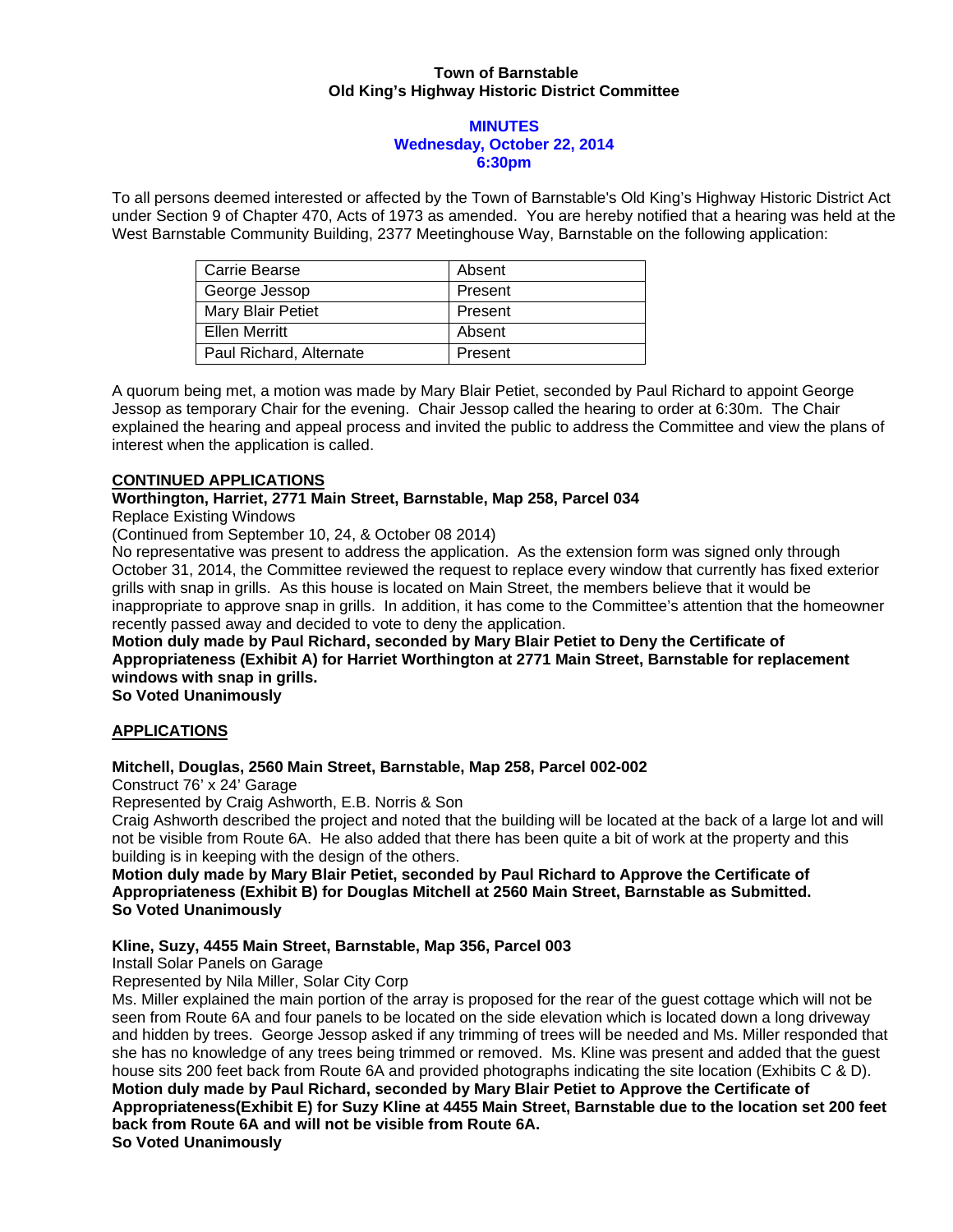**Town of Barnstable**
**Old King's Highway Historic District Committee**

**MINUTES**
**Wednesday, October 22, 2014**
**6:30pm**

To all persons deemed interested or affected by the Town of Barnstable's Old King's Highway Historic District Act under Section 9 of Chapter 470, Acts of 1973 as amended. You are hereby notified that a hearing was held at the West Barnstable Community Building, 2377 Meetinghouse Way, Barnstable on the following application:

| | |
|---|---|
| Carrie Bearse | Absent |
| George Jessop | Present |
| Mary Blair Petiet | Present |
| Ellen Merritt | Absent |
| Paul Richard, Alternate | Present |

A quorum being met, a motion was made by Mary Blair Petiet, seconded by Paul Richard to appoint George Jessop as temporary Chair for the evening. Chair Jessop called the hearing to order at 6:30m. The Chair explained the hearing and appeal process and invited the public to address the Committee and view the plans of interest when the application is called.

**CONTINUED APPLICATIONS**

**Worthington, Harriet, 2771 Main Street, Barnstable, Map 258, Parcel 034**
Replace Existing Windows
(Continued from September 10, 24, & October 08 2014)
No representative was present to address the application. As the extension form was signed only through October 31, 2014, the Committee reviewed the request to replace every window that currently has fixed exterior grills with snap in grills. As this house is located on Main Street, the members believe that it would be inappropriate to approve snap in grills. In addition, it has come to the Committee's attention that the homeowner recently passed away and decided to vote to deny the application.
**Motion duly made by Paul Richard, seconded by Mary Blair Petiet to Deny the Certificate of Appropriateness (Exhibit A) for Harriet Worthington at 2771 Main Street, Barnstable for replacement windows with snap in grills.**
**So Voted Unanimously**

**APPLICATIONS**

**Mitchell, Douglas, 2560 Main Street, Barnstable, Map 258, Parcel 002-002**
Construct 76' x 24' Garage
Represented by Craig Ashworth, E.B. Norris & Son
Craig Ashworth described the project and noted that the building will be located at the back of a large lot and will not be visible from Route 6A. He also added that there has been quite a bit of work at the property and this building is in keeping with the design of the others.
**Motion duly made by Mary Blair Petiet, seconded by Paul Richard to Approve the Certificate of Appropriateness (Exhibit B) for Douglas Mitchell at 2560 Main Street, Barnstable as Submitted.**
**So Voted Unanimously**

**Kline, Suzy, 4455 Main Street, Barnstable, Map 356, Parcel 003**
Install Solar Panels on Garage
Represented by Nila Miller, Solar City Corp
Ms. Miller explained the main portion of the array is proposed for the rear of the guest cottage which will not be seen from Route 6A and four panels to be located on the side elevation which is located down a long driveway and hidden by trees. George Jessop asked if any trimming of trees will be needed and Ms. Miller responded that she has no knowledge of any trees being trimmed or removed. Ms. Kline was present and added that the guest house sits 200 feet back from Route 6A and provided photographs indicating the site location (Exhibits C & D).
**Motion duly made by Paul Richard, seconded by Mary Blair Petiet to Approve the Certificate of Appropriateness(Exhibit E) for Suzy Kline at 4455 Main Street, Barnstable due to the location set 200 feet back from Route 6A and will not be visible from Route 6A.**
**So Voted Unanimously**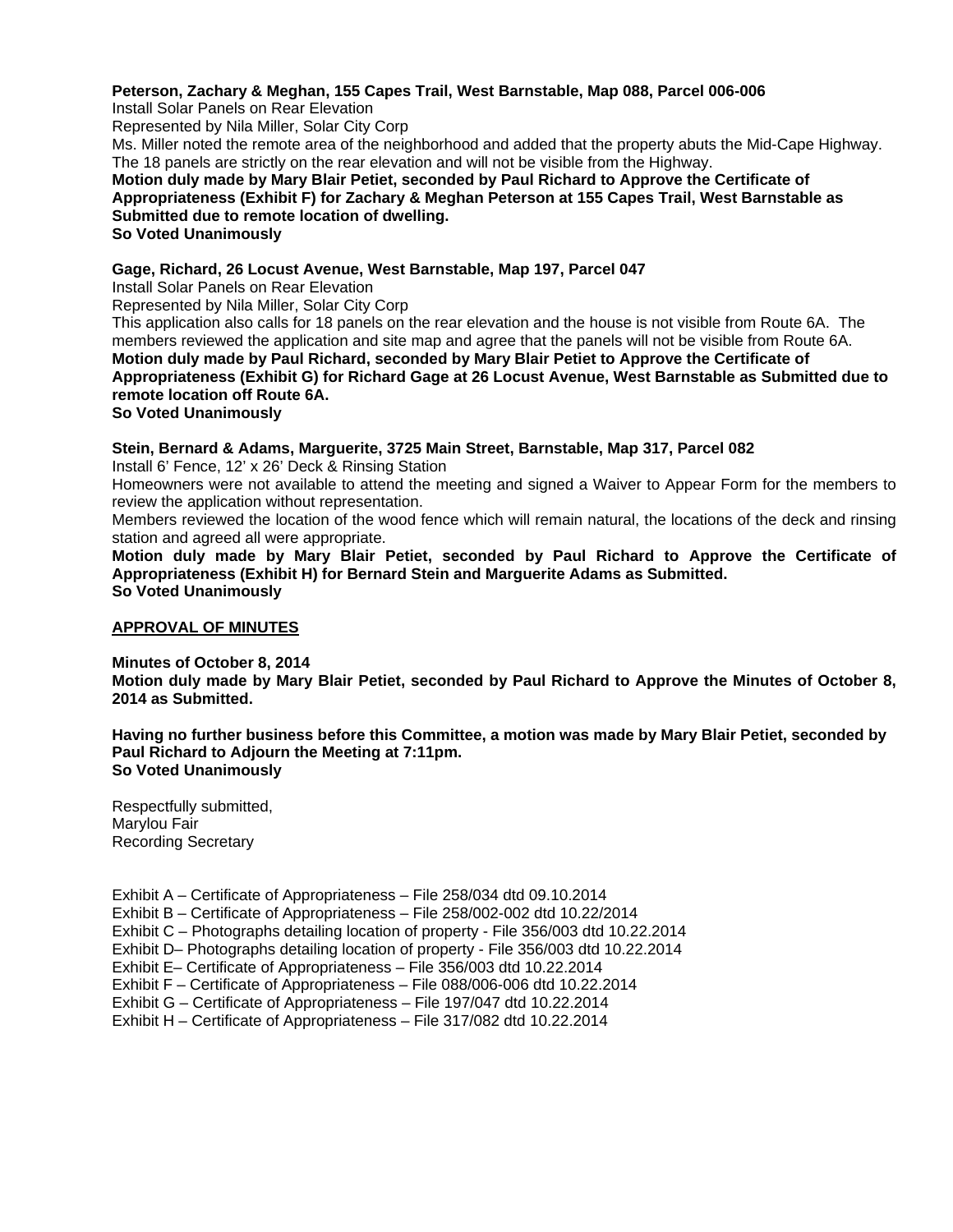**Peterson, Zachary & Meghan, 155 Capes Trail, West Barnstable, Map 088, Parcel 006-006**
Install Solar Panels on Rear Elevation
Represented by Nila Miller, Solar City Corp
Ms. Miller noted the remote area of the neighborhood and added that the property abuts the Mid-Cape Highway. The 18 panels are strictly on the rear elevation and will not be visible from the Highway.
**Motion duly made by Mary Blair Petiet, seconded by Paul Richard to Approve the Certificate of Appropriateness (Exhibit F) for Zachary & Meghan Peterson at 155 Capes Trail, West Barnstable as Submitted due to remote location of dwelling.**
**So Voted Unanimously**

**Gage, Richard, 26 Locust Avenue, West Barnstable, Map 197, Parcel 047**
Install Solar Panels on Rear Elevation
Represented by Nila Miller, Solar City Corp
This application also calls for 18 panels on the rear elevation and the house is not visible from Route 6A. The members reviewed the application and site map and agree that the panels will not be visible from Route 6A.
**Motion duly made by Paul Richard, seconded by Mary Blair Petiet to Approve the Certificate of Appropriateness (Exhibit G) for Richard Gage at 26 Locust Avenue, West Barnstable as Submitted due to remote location off Route 6A.**
**So Voted Unanimously**

**Stein, Bernard & Adams, Marguerite, 3725 Main Street, Barnstable, Map 317, Parcel 082**
Install 6' Fence, 12' x 26' Deck & Rinsing Station
Homeowners were not available to attend the meeting and signed a Waiver to Appear Form for the members to review the application without representation.
Members reviewed the location of the wood fence which will remain natural, the locations of the deck and rinsing station and agreed all were appropriate.
**Motion duly made by Mary Blair Petiet, seconded by Paul Richard to Approve the Certificate of Appropriateness (Exhibit H) for Bernard Stein and Marguerite Adams as Submitted.**
**So Voted Unanimously**

**<u>APPROVAL OF MINUTES</u>**

**Minutes of October 8, 2014**
**Motion duly made by Mary Blair Petiet, seconded by Paul Richard to Approve the Minutes of October 8, 2014 as Submitted.**

**Having no further business before this Committee, a motion was made by Mary Blair Petiet, seconded by Paul Richard to Adjourn the Meeting at 7:11pm.**
**So Voted Unanimously**

Respectfully submitted,
Marylou Fair
Recording Secretary

Exhibit A – Certificate of Appropriateness – File 258/034 dtd 09.10.2014
Exhibit B – Certificate of Appropriateness – File 258/002-002 dtd 10.22/2014
Exhibit C – Photographs detailing location of property - File 356/003 dtd 10.22.2014
Exhibit D– Photographs detailing location of property - File 356/003 dtd 10.22.2014
Exhibit E– Certificate of Appropriateness – File 356/003 dtd 10.22.2014
Exhibit F – Certificate of Appropriateness – File 088/006-006 dtd 10.22.2014
Exhibit G – Certificate of Appropriateness – File 197/047 dtd 10.22.2014
Exhibit H – Certificate of Appropriateness – File 317/082 dtd 10.22.2014